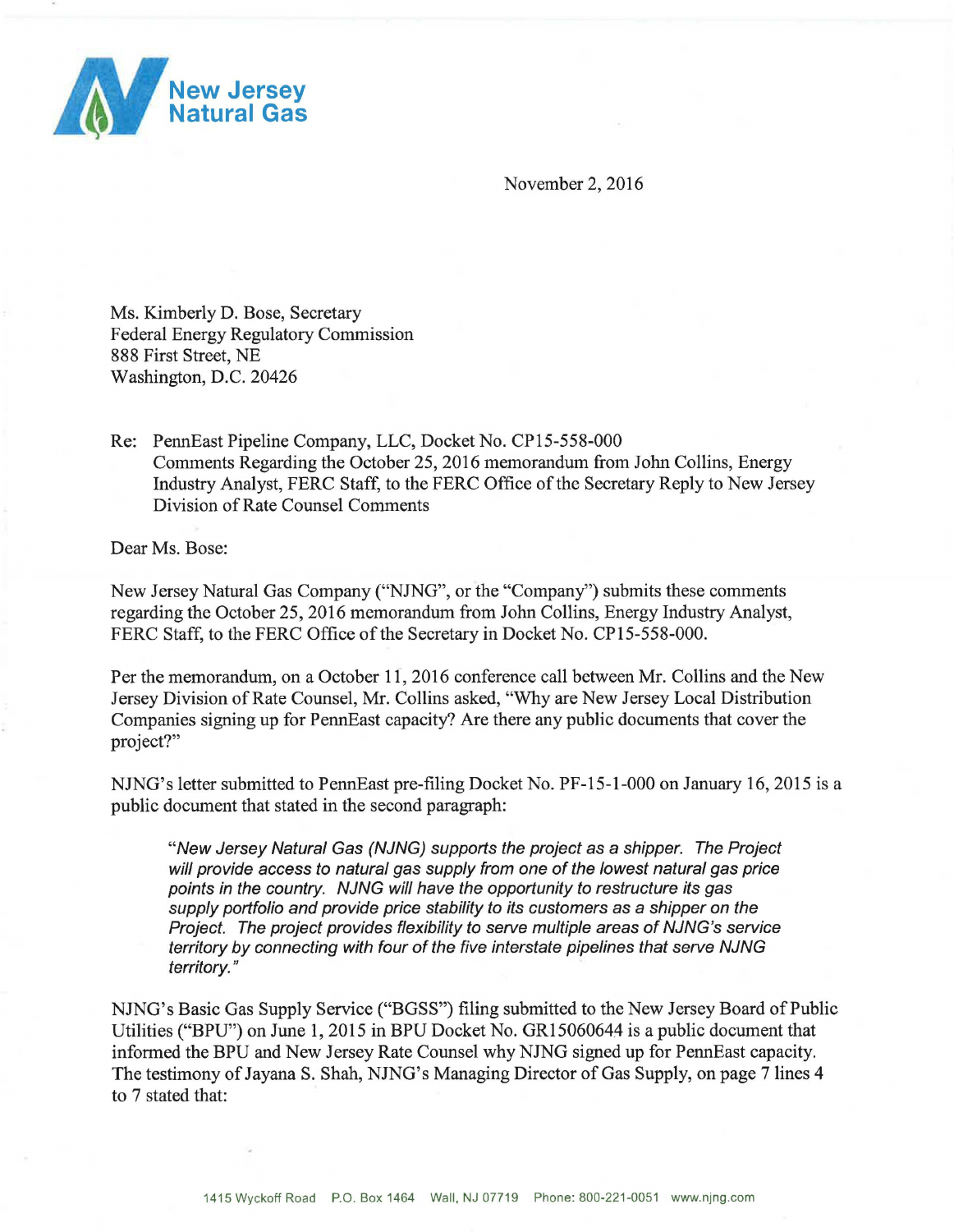New Jersey
Natural Gas

November 2, 2016

Ms. Kimberly D. Bose, Secretary
Federal Energy Regulatory Commission
888 First Street, NE
Washington, D.C. 20426

Re: PennEast Pipeline Company, LLC, Docket No. CP15-558-000
Comments Regarding the October 25, 2016 memorandum from John Collins, Energy Industry Analyst, FERC Staff, to the FERC Office of the Secretary Reply to New Jersey Division of Rate Counsel Comments

Dear Ms. Bose:

New Jersey Natural Gas Company ("NJNG", or the "Company") submits these comments regarding the October 25, 2016 memorandum from John Collins, Energy Industry Analyst, FERC Staff, to the FERC Office of the Secretary in Docket No. CP15-558-000.

Per the memorandum, on a October 11, 2016 conference call between Mr. Collins and the New Jersey Division of Rate Counsel, Mr. Collins asked, "Why are New Jersey Local Distribution Companies signing up for PennEast capacity? Are there any public documents that cover the project?"

NJNG's letter submitted to PennEast pre-filing Docket No. PF-15-1-000 on January 16, 2015 is a public document that stated in the second paragraph:

> *"New Jersey Natural Gas (NJNG) supports the project as a shipper. The Project will provide access to natural gas supply from one of the lowest natural gas price points in the country. NJNG will have the opportunity to restructure its gas supply portfolio and provide price stability to its customers as a shipper on the Project. The project provides flexibility to serve multiple areas of NJNG's service territory by connecting with four of the five interstate pipelines that serve NJNG territory."*

NJNG's Basic Gas Supply Service ("BGSS") filing submitted to the New Jersey Board of Public Utilities ("BPU") on June 1, 2015 in BPU Docket No. GR15060644 is a public document that informed the BPU and New Jersey Rate Counsel why NJNG signed up for PennEast capacity. The testimony of Jayana S. Shah, NJNG's Managing Director of Gas Supply, on page 7 lines 4 to 7 stated that: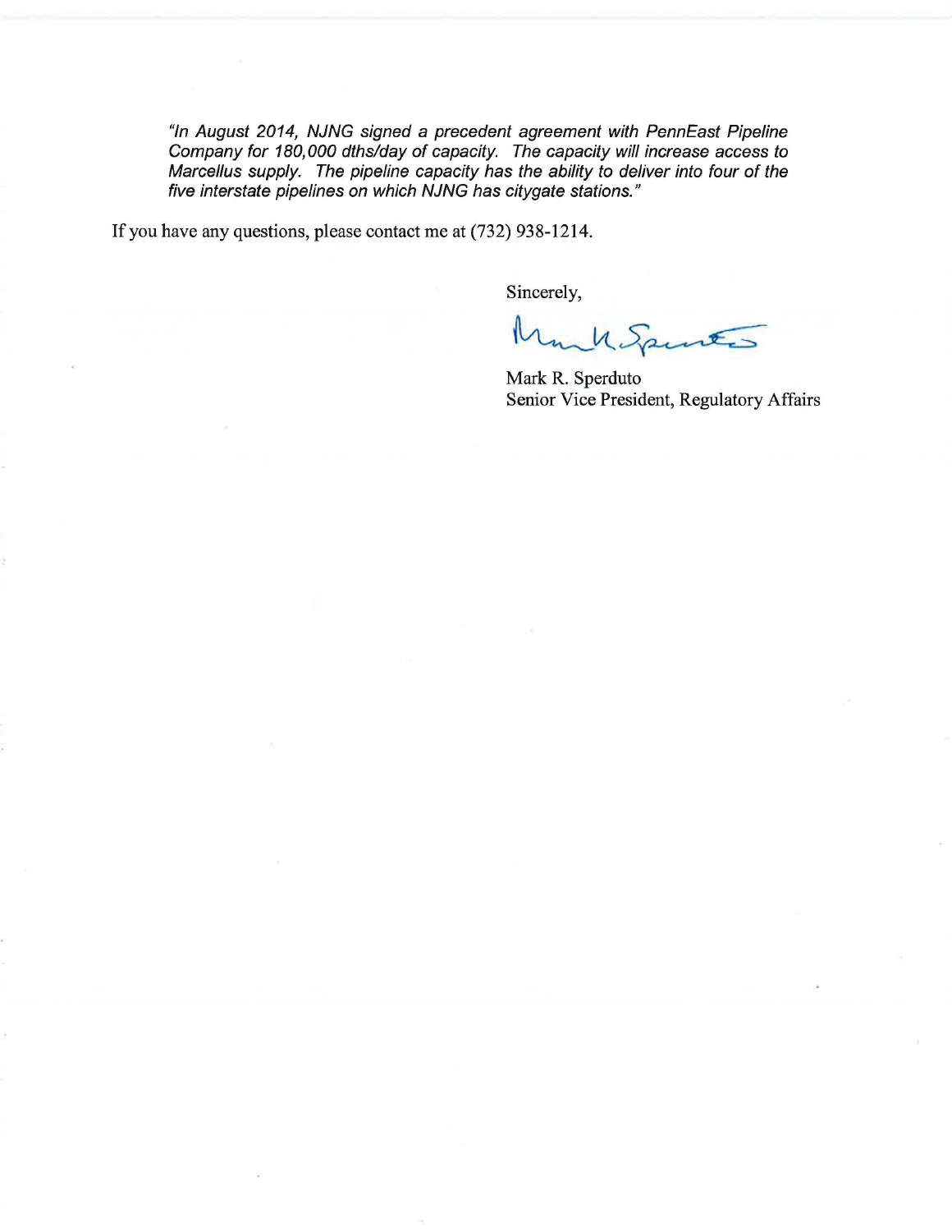*"In August 2014, NJNG signed a precedent agreement with PennEast Pipeline Company for 180,000 dths/day of capacity. The capacity will increase access to Marcellus supply. The pipeline capacity has the ability to deliver into four of the five interstate pipelines on which NJNG has citygate stations."*

If you have any questions, please contact me at (732) 938-1214.

Sincerely,

Mark R. Sperduto
Senior Vice President, Regulatory Affairs